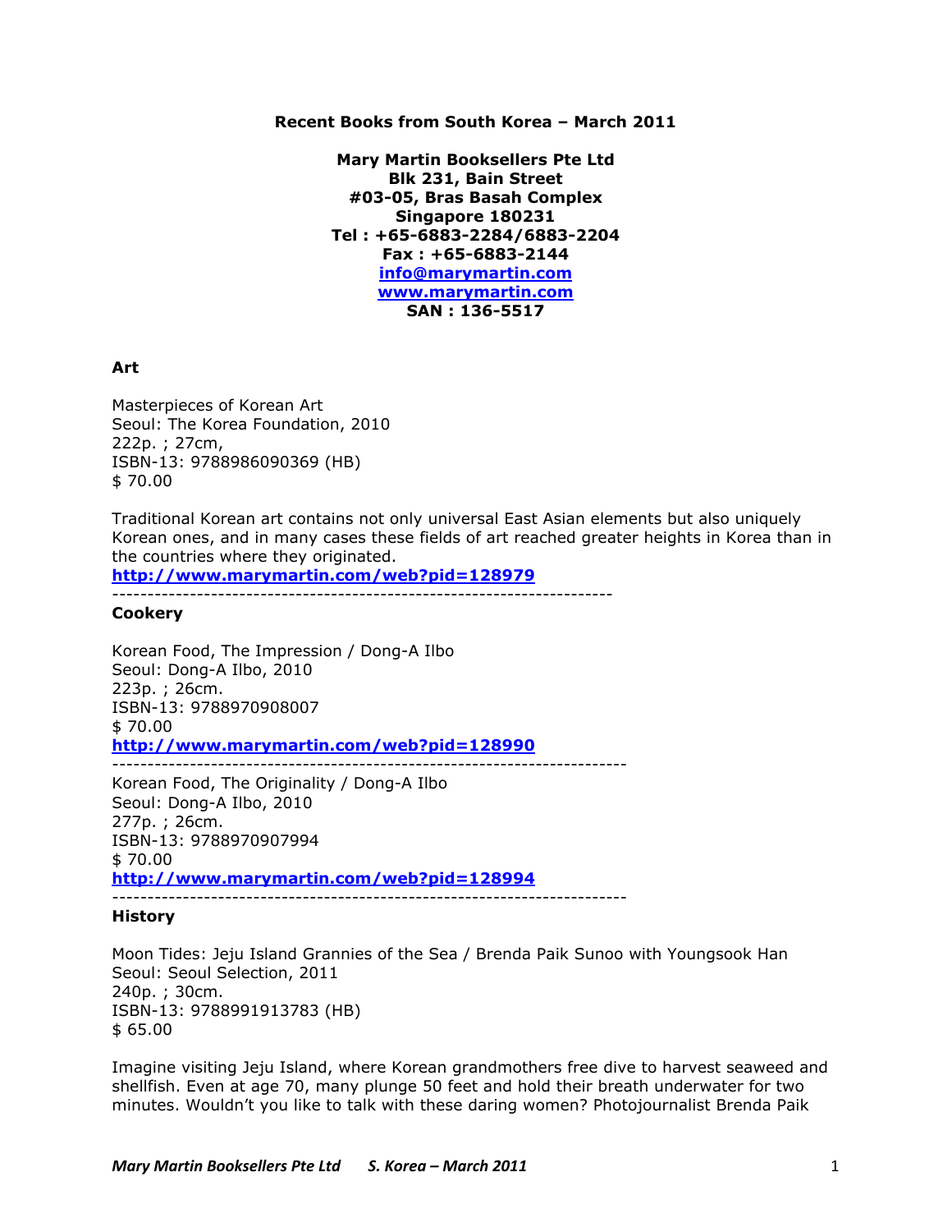**Recent Books from South Korea – March 2011**

**Mary Martin Booksellers Pte Ltd**
**Blk 231, Bain Street**
**#03-05, Bras Basah Complex**
**Singapore 180231**
**Tel : +65-6883-2284/6883-2204**
**Fax : +65-6883-2144**
**info@marymartin.com**
**www.marymartin.com**
**SAN : 136-5517**

### Art

Masterpieces of Korean Art
Seoul: The Korea Foundation, 2010
222p. ; 27cm,
ISBN-13: 9788986090369 (HB)
$ 70.00

Traditional Korean art contains not only universal East Asian elements but also uniquely Korean ones, and in many cases these fields of art reached greater heights in Korea than in the countries where they originated.
**http://www.marymartin.com/web?pid=128979**

---

### Cookery

Korean Food, The Impression / Dong-A Ilbo
Seoul: Dong-A Ilbo, 2010
223p. ; 26cm.
ISBN-13: 9788970908007
$ 70.00
**http://www.marymartin.com/web?pid=128990**

---

Korean Food, The Originality / Dong-A Ilbo
Seoul: Dong-A Ilbo, 2010
277p. ; 26cm.
ISBN-13: 9788970907994
$ 70.00
**http://www.marymartin.com/web?pid=128994**

---

### History

Moon Tides: Jeju Island Grannies of the Sea / Brenda Paik Sunoo with Youngsook Han
Seoul: Seoul Selection, 2011
240p. ; 30cm.
ISBN-13: 9788991913783 (HB)
$ 65.00

Imagine visiting Jeju Island, where Korean grandmothers free dive to harvest seaweed and shellfish. Even at age 70, many plunge 50 feet and hold their breath underwater for two minutes. Wouldn't you like to talk with these daring women? Photojournalist Brenda Paik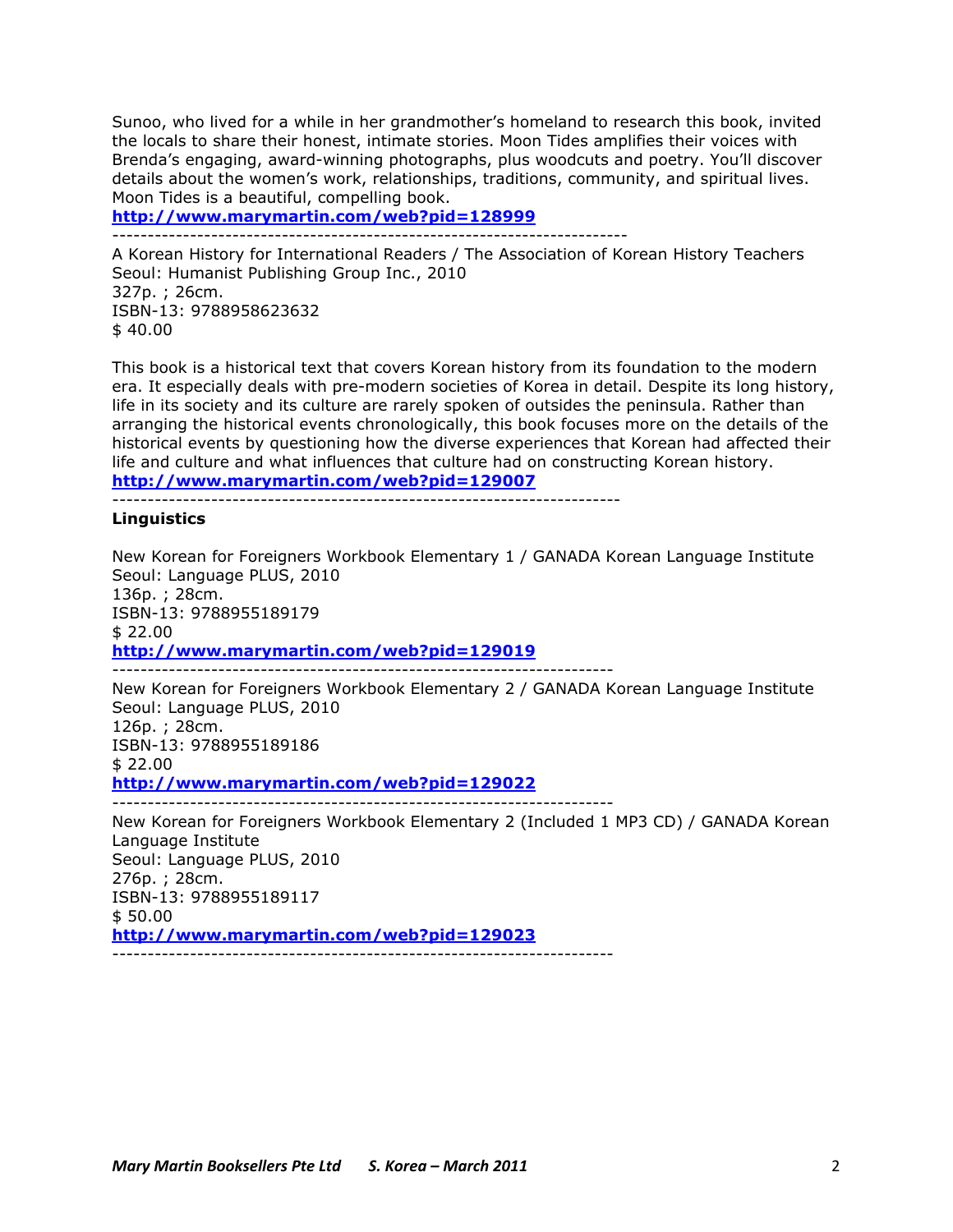Sunoo, who lived for a while in her grandmother's homeland to research this book, invited the locals to share their honest, intimate stories. Moon Tides amplifies their voices with Brenda's engaging, award-winning photographs, plus woodcuts and poetry. You'll discover details about the women's work, relationships, traditions, community, and spiritual lives. Moon Tides is a beautiful, compelling book.
**http://www.marymartin.com/web?pid=128999**

---

A Korean History for International Readers / The Association of Korean History Teachers
Seoul: Humanist Publishing Group Inc., 2010
327p. ; 26cm.
ISBN-13: 9788958623632
$ 40.00

This book is a historical text that covers Korean history from its foundation to the modern era. It especially deals with pre-modern societies of Korea in detail. Despite its long history, life in its society and its culture are rarely spoken of outsides the peninsula. Rather than arranging the historical events chronologically, this book focuses more on the details of the historical events by questioning how the diverse experiences that Korean had affected their life and culture and what influences that culture had on constructing Korean history.
**http://www.marymartin.com/web?pid=129007**

---

**Linguistics**

New Korean for Foreigners Workbook Elementary 1 / GANADA Korean Language Institute
Seoul: Language PLUS, 2010
136p. ; 28cm.
ISBN-13: 9788955189179
$ 22.00
**http://www.marymartin.com/web?pid=129019**

---

New Korean for Foreigners Workbook Elementary 2 / GANADA Korean Language Institute
Seoul: Language PLUS, 2010
126p. ; 28cm.
ISBN-13: 9788955189186
$ 22.00
**http://www.marymartin.com/web?pid=129022**

---

New Korean for Foreigners Workbook Elementary 2 (Included 1 MP3 CD) / GANADA Korean Language Institute
Seoul: Language PLUS, 2010
276p. ; 28cm.
ISBN-13: 9788955189117
$ 50.00
**http://www.marymartin.com/web?pid=129023**

---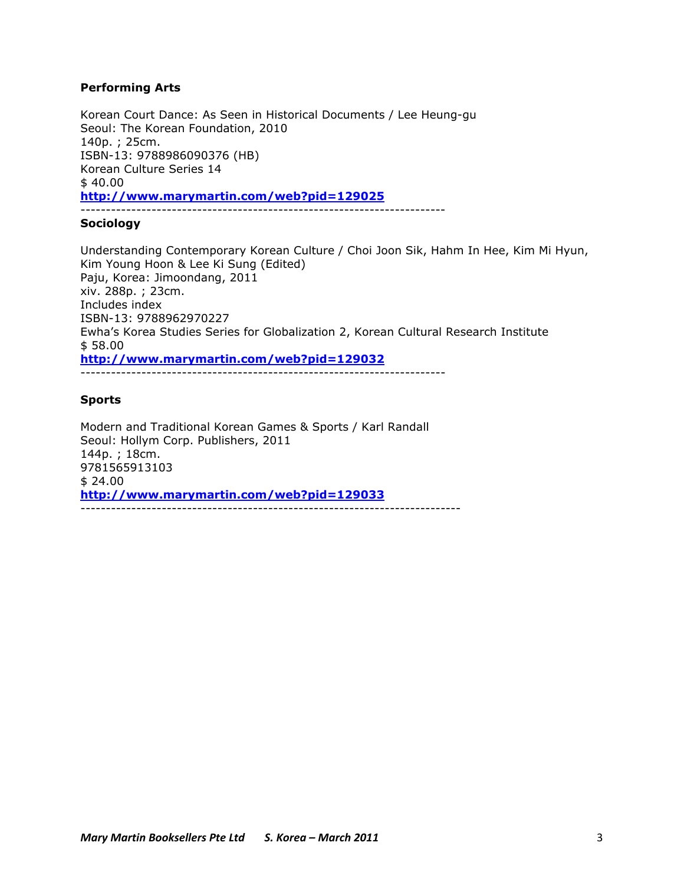**Performing Arts**

Korean Court Dance: As Seen in Historical Documents / Lee Heung-gu
Seoul: The Korean Foundation, 2010
140p. ; 25cm.
ISBN-13: 9788986090376 (HB)
Korean Culture Series 14
$ 40.00
**http://www.marymartin.com/web?pid=129025**

---

**Sociology**

Understanding Contemporary Korean Culture / Choi Joon Sik, Hahm In Hee, Kim Mi Hyun, Kim Young Hoon & Lee Ki Sung (Edited)
Paju, Korea: Jimoondang, 2011
xiv. 288p. ; 23cm.
Includes index
ISBN-13: 9788962970227
Ewha's Korea Studies Series for Globalization 2, Korean Cultural Research Institute
$ 58.00
**http://www.marymartin.com/web?pid=129032**

---

**Sports**

Modern and Traditional Korean Games & Sports / Karl Randall
Seoul: Hollym Corp. Publishers, 2011
144p. ; 18cm.
9781565913103
$ 24.00
**http://www.marymartin.com/web?pid=129033**

---